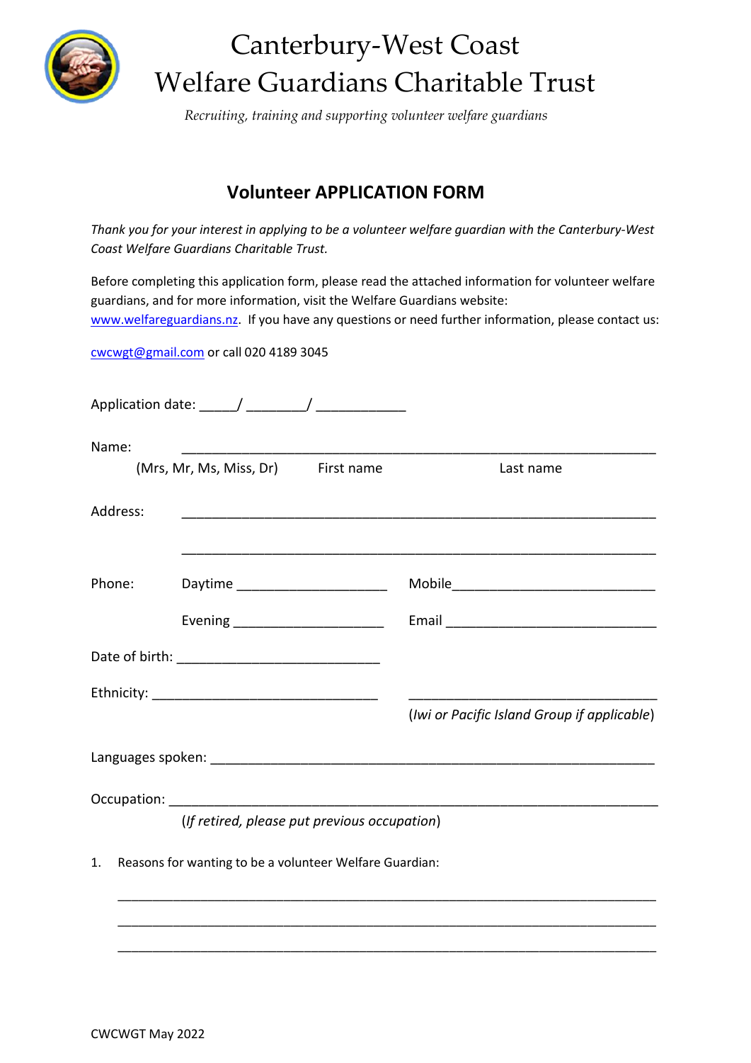# Canterbury-West Coast Welfare Guardians Charitable Trust

*Recruiting, training and supporting volunteer welfare guardians*

## Volunteer APPLICATION FORM

*Thank you for your interest in applying to be a volunteer welfare guardian with the Canterbury-West Coast Welfare Guardians Charitable Trust.*

Before completing this application form, please read the attached information for volunteer welfare guardians, and for more information, visit the Welfare Guardians website: www.welfareguardians.nz. If you have any questions or need further information, please contact us:

cwcwgt@gmail.com or call 020 4189 3045

Application date: _____/ ________/ ____________

Name: ________________________________________________________________

(Mrs, Mr, Ms, Miss, Dr) First name Last name

Address: ________________________________________________________________

________________________________________________________________

Phone: Daytime ____________________ Mobile___________________________

Evening ____________________ Email ____________________________

Date of birth: ___________________________

Ethnicity: ______________________________ __________________________________

(*Iwi or Pacific Island Group if applicable*)

Languages spoken: ____________________________________________________________

Occupation: _________________________________________________________________

(*If retired, please put previous occupation*)

1. Reasons for wanting to be a volunteer Welfare Guardian:

_________________________________________________________________________

_________________________________________________________________________

_________________________________________________________________________

CWCWGT May 2022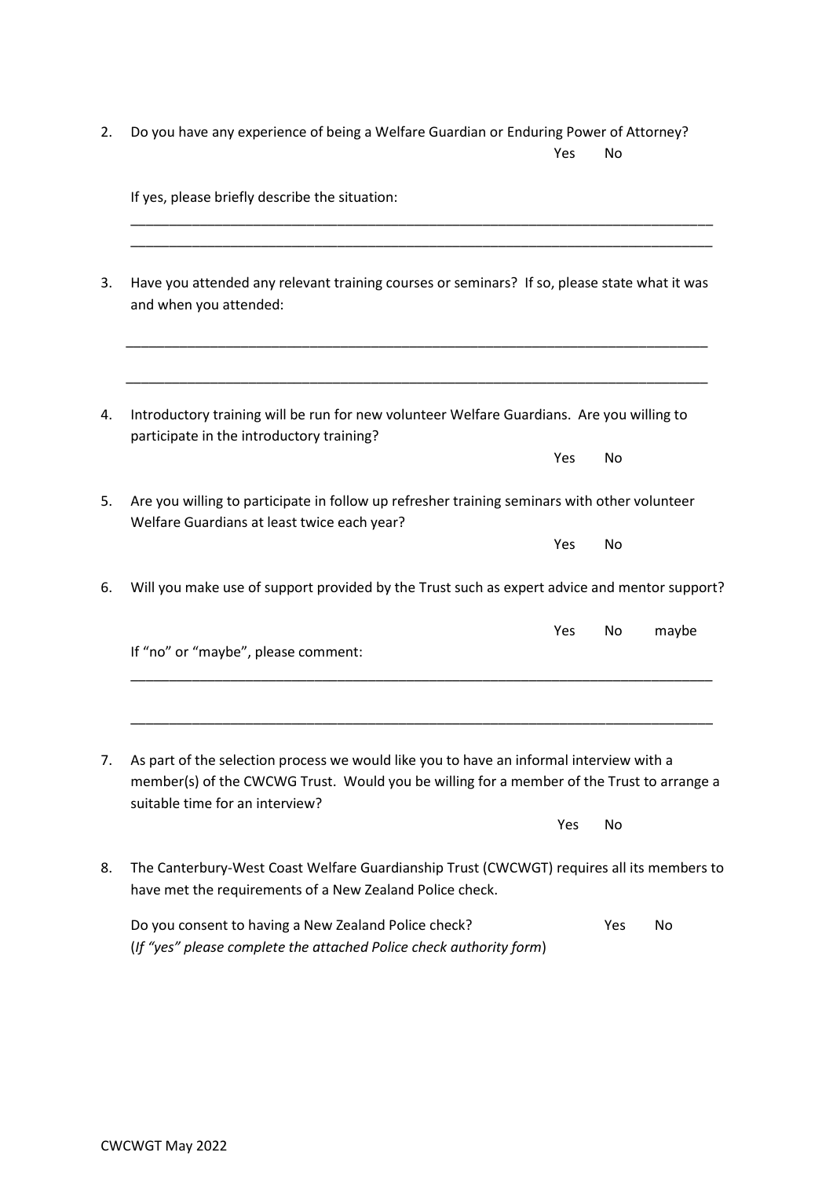2. Do you have any experience of being a Welfare Guardian or Enduring Power of Attorney?

   Yes No

   If yes, please briefly describe the situation:

   ______________________________________________________________________________

   ______________________________________________________________________________

3. Have you attended any relevant training courses or seminars? If so, please state what it was and when you attended:

   ______________________________________________________________________________

   ______________________________________________________________________________

4. Introductory training will be run for new volunteer Welfare Guardians. Are you willing to participate in the introductory training?

   Yes No

5. Are you willing to participate in follow up refresher training seminars with other volunteer Welfare Guardians at least twice each year?

   Yes No

6. Will you make use of support provided by the Trust such as expert advice and mentor support?

   Yes No maybe

   If "no" or "maybe", please comment:

   ______________________________________________________________________________

   ______________________________________________________________________________

7. As part of the selection process we would like you to have an informal interview with a member(s) of the CWCWG Trust. Would you be willing for a member of the Trust to arrange a suitable time for an interview?

   Yes No

8. The Canterbury-West Coast Welfare Guardianship Trust (CWCWGT) requires all its members to have met the requirements of a New Zealand Police check.

   Do you consent to having a New Zealand Police check? Yes No
   (*If "yes" please complete the attached Police check authority form*)

CWCWGT May 2022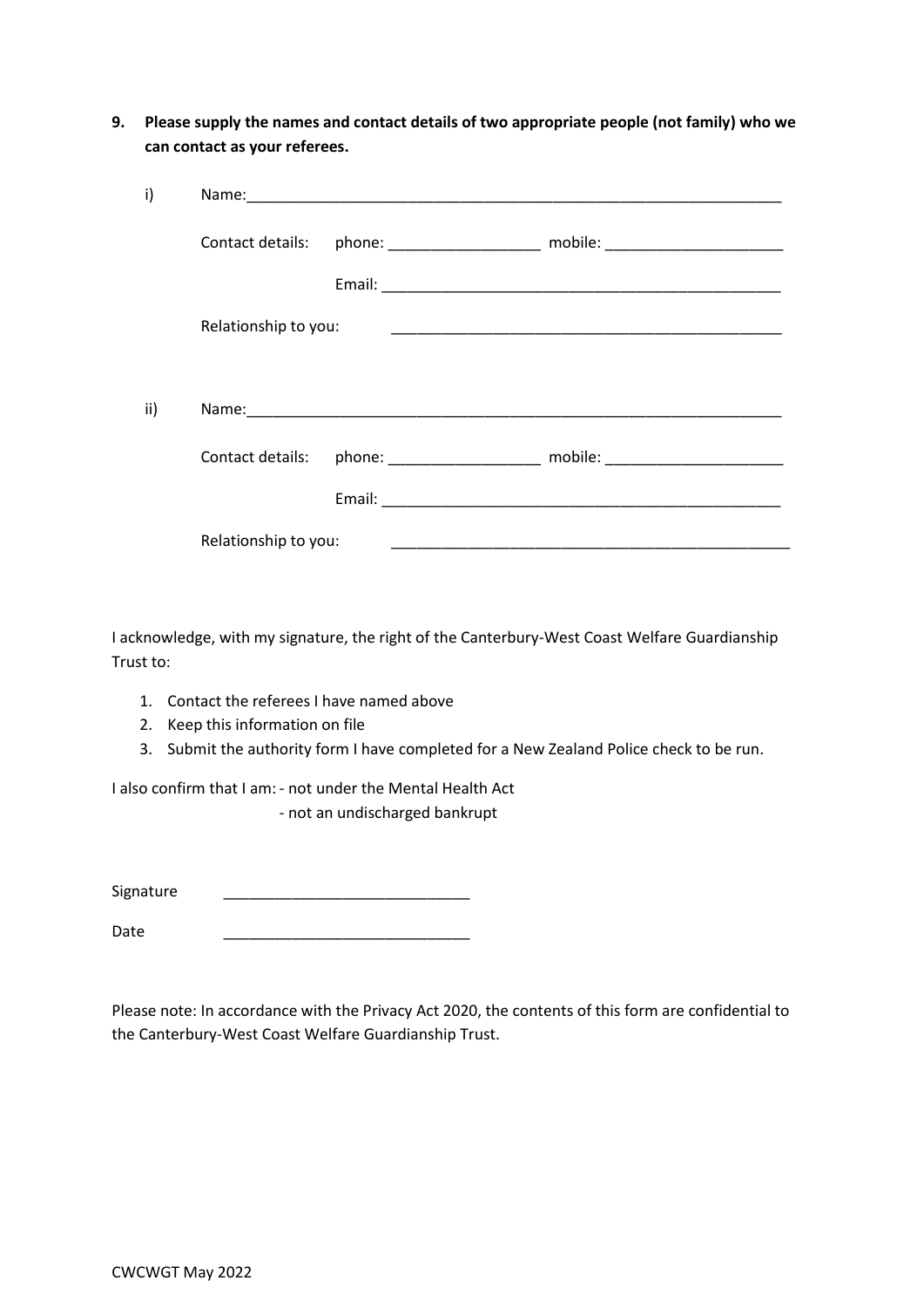**9. Please supply the names and contact details of two appropriate people (not family) who we can contact as your referees.**

i) Name:_______________________________________________________________

Contact details: phone: __________________ mobile: _____________________

Email: _________________________________________________

Relationship to you: _______________________________________________

ii) Name:_______________________________________________________________

Contact details: phone: __________________ mobile: _____________________

Email: _________________________________________________

Relationship to you: ________________________________________________

I acknowledge, with my signature, the right of the Canterbury-West Coast Welfare Guardianship Trust to:

1. Contact the referees I have named above
2. Keep this information on file
3. Submit the authority form I have completed for a New Zealand Police check to be run.

I also confirm that I am: - not under the Mental Health Act
- not an undischarged bankrupt

Signature _____________________________

Date _____________________________

Please note: In accordance with the Privacy Act 2020, the contents of this form are confidential to the Canterbury-West Coast Welfare Guardianship Trust.

CWCWGT May 2022